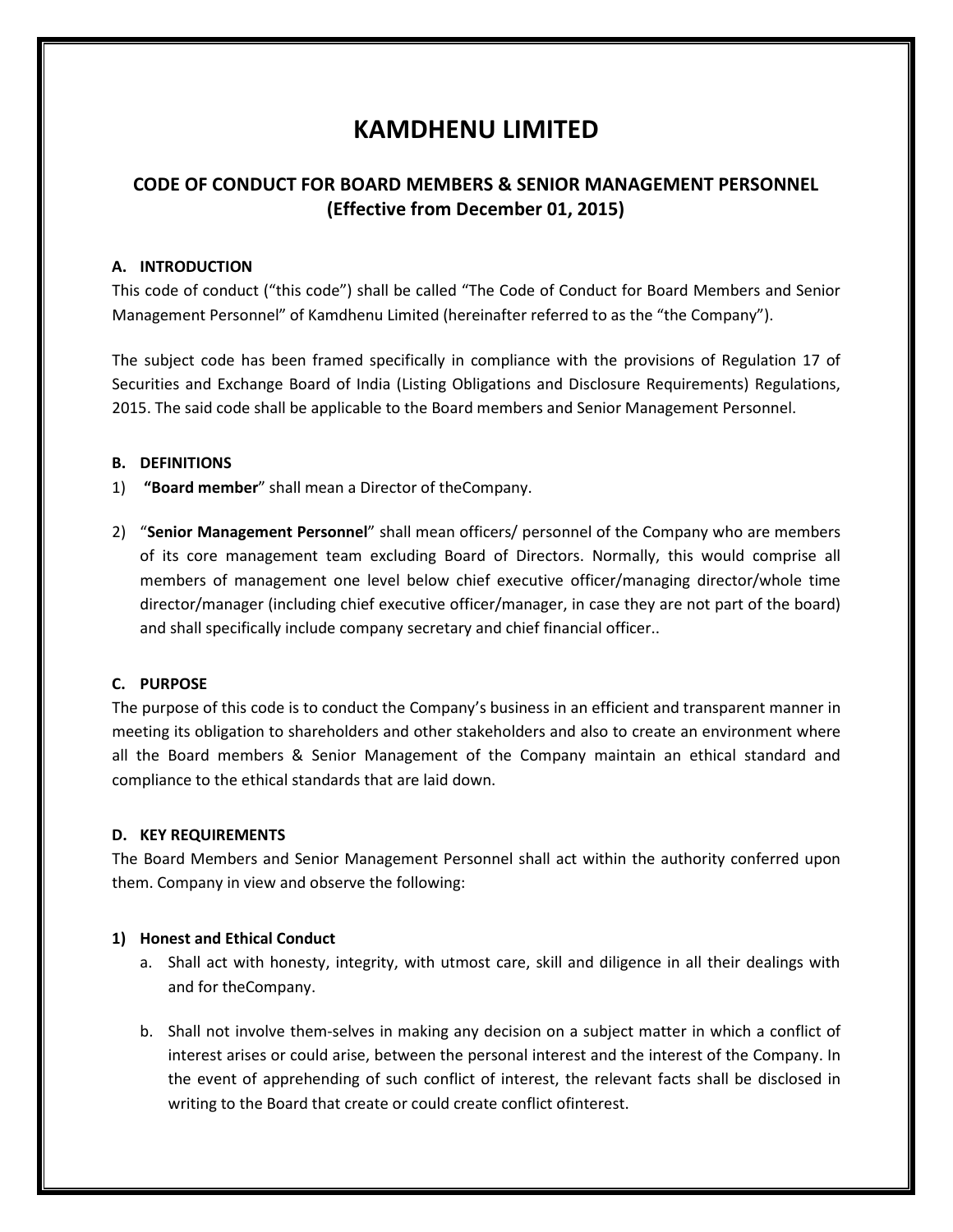# KAMDHENU LIMITED

## CODE OF CONDUCT FOR BOARD MEMBERS & SENIOR MANAGEMENT PERSONNEL (Effective from December 01, 2015)

### A. INTRODUCTION

This code of conduct ("this code") shall be called "The Code of Conduct for Board Members and Senior Management Personnel" of Kamdhenu Limited (hereinafter referred to as the "the Company").

The subject code has been framed specifically in compliance with the provisions of Regulation 17 of Securities and Exchange Board of India (Listing Obligations and Disclosure Requirements) Regulations, 2015. The said code shall be applicable to the Board members and Senior Management Personnel.

### B. DEFINITIONS

1) **"Board member"** shall mean a Director of theCompany.

2) "**Senior Management Personnel**" shall mean officers/ personnel of the Company who are members of its core management team excluding Board of Directors. Normally, this would comprise all members of management one level below chief executive officer/managing director/whole time director/manager (including chief executive officer/manager, in case they are not part of the board) and shall specifically include company secretary and chief financial officer..

### C. PURPOSE

The purpose of this code is to conduct the Company's business in an efficient and transparent manner in meeting its obligation to shareholders and other stakeholders and also to create an environment where all the Board members & Senior Management of the Company maintain an ethical standard and compliance to the ethical standards that are laid down.

### D. KEY REQUIREMENTS

The Board Members and Senior Management Personnel shall act within the authority conferred upon them. Company in view and observe the following:

**1) Honest and Ethical Conduct**

a. Shall act with honesty, integrity, with utmost care, skill and diligence in all their dealings with and for theCompany.

b. Shall not involve them-selves in making any decision on a subject matter in which a conflict of interest arises or could arise, between the personal interest and the interest of the Company. In the event of apprehending of such conflict of interest, the relevant facts shall be disclosed in writing to the Board that create or could create conflict ofinterest.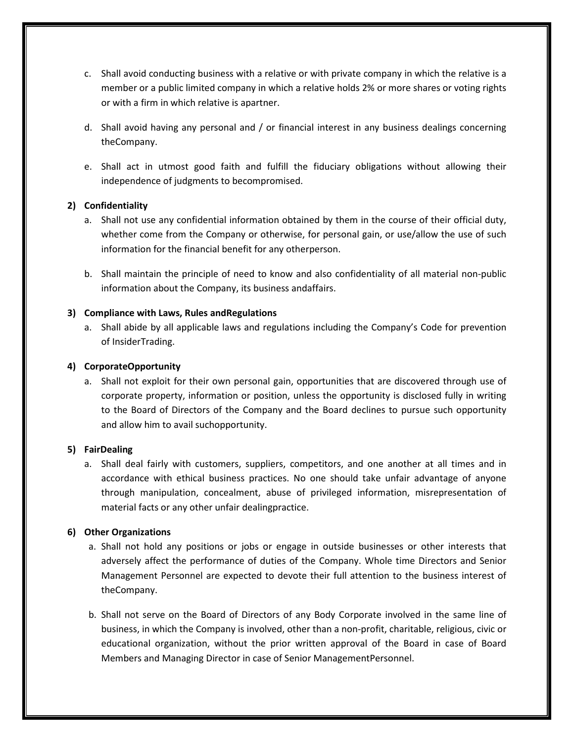c. Shall avoid conducting business with a relative or with private company in which the relative is a member or a public limited company in which a relative holds 2% or more shares or voting rights or with a firm in which relative is apartner.

d. Shall avoid having any personal and / or financial interest in any business dealings concerning theCompany.

e. Shall act in utmost good faith and fulfill the fiduciary obligations without allowing their independence of judgments to becompromised.

**2) Confidentiality**

a. Shall not use any confidential information obtained by them in the course of their official duty, whether come from the Company or otherwise, for personal gain, or use/allow the use of such information for the financial benefit for any otherperson.

b. Shall maintain the principle of need to know and also confidentiality of all material non-public information about the Company, its business andaffairs.

**3) Compliance with Laws, Rules andRegulations**

a. Shall abide by all applicable laws and regulations including the Company's Code for prevention of InsiderTrading.

**4) CorporateOpportunity**

a. Shall not exploit for their own personal gain, opportunities that are discovered through use of corporate property, information or position, unless the opportunity is disclosed fully in writing to the Board of Directors of the Company and the Board declines to pursue such opportunity and allow him to avail suchopportunity.

**5) FairDealing**

a. Shall deal fairly with customers, suppliers, competitors, and one another at all times and in accordance with ethical business practices. No one should take unfair advantage of anyone through manipulation, concealment, abuse of privileged information, misrepresentation of material facts or any other unfair dealingpractice.

**6) Other Organizations**

a. Shall not hold any positions or jobs or engage in outside businesses or other interests that adversely affect the performance of duties of the Company. Whole time Directors and Senior Management Personnel are expected to devote their full attention to the business interest of theCompany.

b. Shall not serve on the Board of Directors of any Body Corporate involved in the same line of business, in which the Company is involved, other than a non-profit, charitable, religious, civic or educational organization, without the prior written approval of the Board in case of Board Members and Managing Director in case of Senior ManagementPersonnel.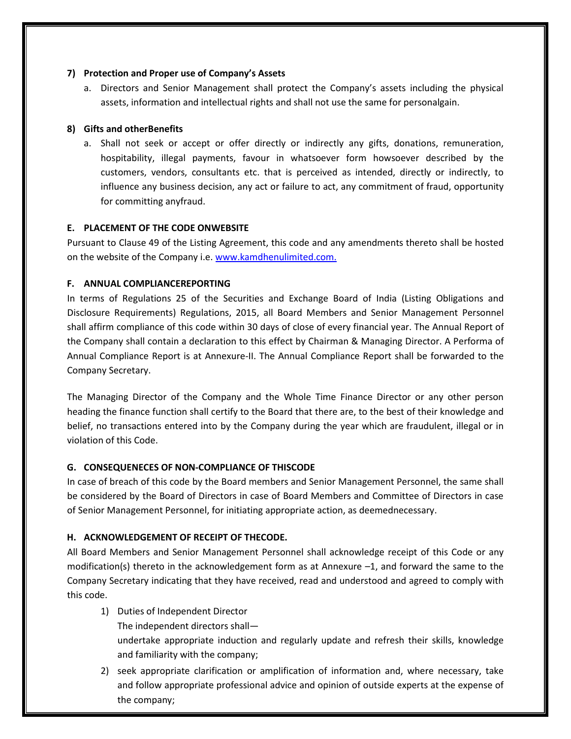**7) Protection and Proper use of Company's Assets**

a. Directors and Senior Management shall protect the Company's assets including the physical assets, information and intellectual rights and shall not use the same for personalgain.

**8) Gifts and otherBenefits**

a. Shall not seek or accept or offer directly or indirectly any gifts, donations, remuneration, hospitability, illegal payments, favour in whatsoever form howsoever described by the customers, vendors, consultants etc. that is perceived as intended, directly or indirectly, to influence any business decision, any act or failure to act, any commitment of fraud, opportunity for committing anyfraud.

**E. PLACEMENT OF THE CODE ONWEBSITE**

Pursuant to Clause 49 of the Listing Agreement, this code and any amendments thereto shall be hosted on the website of the Company i.e. www.kamdhenulimited.com.

**F. ANNUAL COMPLIANCEREPORTING**

In terms of Regulations 25 of the Securities and Exchange Board of India (Listing Obligations and Disclosure Requirements) Regulations, 2015, all Board Members and Senior Management Personnel shall affirm compliance of this code within 30 days of close of every financial year. The Annual Report of the Company shall contain a declaration to this effect by Chairman & Managing Director. A Performa of Annual Compliance Report is at Annexure-II. The Annual Compliance Report shall be forwarded to the Company Secretary.

The Managing Director of the Company and the Whole Time Finance Director or any other person heading the finance function shall certify to the Board that there are, to the best of their knowledge and belief, no transactions entered into by the Company during the year which are fraudulent, illegal or in violation of this Code.

**G. CONSEQUENECES OF NON-COMPLIANCE OF THISCODE**

In case of breach of this code by the Board members and Senior Management Personnel, the same shall be considered by the Board of Directors in case of Board Members and Committee of Directors in case of Senior Management Personnel, for initiating appropriate action, as deemednecessary.

**H. ACKNOWLEDGEMENT OF RECEIPT OF THECODE.**

All Board Members and Senior Management Personnel shall acknowledge receipt of this Code or any modification(s) thereto in the acknowledgement form as at Annexure –1, and forward the same to the Company Secretary indicating that they have received, read and understood and agreed to comply with this code.

1) Duties of Independent Director
   The independent directors shall—
   undertake appropriate induction and regularly update and refresh their skills, knowledge and familiarity with the company;
2) seek appropriate clarification or amplification of information and, where necessary, take and follow appropriate professional advice and opinion of outside experts at the expense of the company;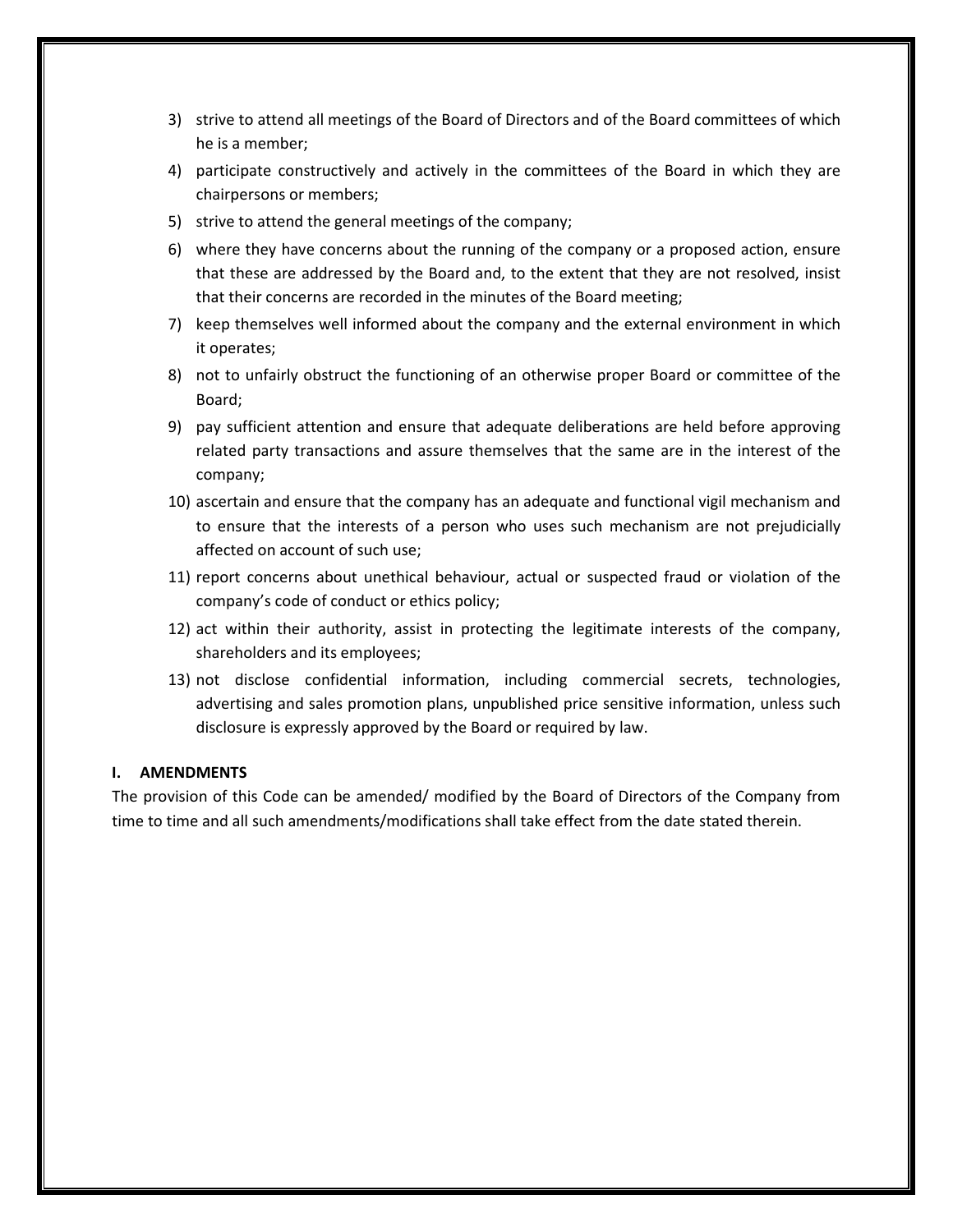3) strive to attend all meetings of the Board of Directors and of the Board committees of which he is a member;
4) participate constructively and actively in the committees of the Board in which they are chairpersons or members;
5) strive to attend the general meetings of the company;
6) where they have concerns about the running of the company or a proposed action, ensure that these are addressed by the Board and, to the extent that they are not resolved, insist that their concerns are recorded in the minutes of the Board meeting;
7) keep themselves well informed about the company and the external environment in which it operates;
8) not to unfairly obstruct the functioning of an otherwise proper Board or committee of the Board;
9) pay sufficient attention and ensure that adequate deliberations are held before approving related party transactions and assure themselves that the same are in the interest of the company;
10) ascertain and ensure that the company has an adequate and functional vigil mechanism and to ensure that the interests of a person who uses such mechanism are not prejudicially affected on account of such use;
11) report concerns about unethical behaviour, actual or suspected fraud or violation of the company's code of conduct or ethics policy;
12) act within their authority, assist in protecting the legitimate interests of the company, shareholders and its employees;
13) not disclose confidential information, including commercial secrets, technologies, advertising and sales promotion plans, unpublished price sensitive information, unless such disclosure is expressly approved by the Board or required by law.

## I. AMENDMENTS

The provision of this Code can be amended/ modified by the Board of Directors of the Company from time to time and all such amendments/modifications shall take effect from the date stated therein.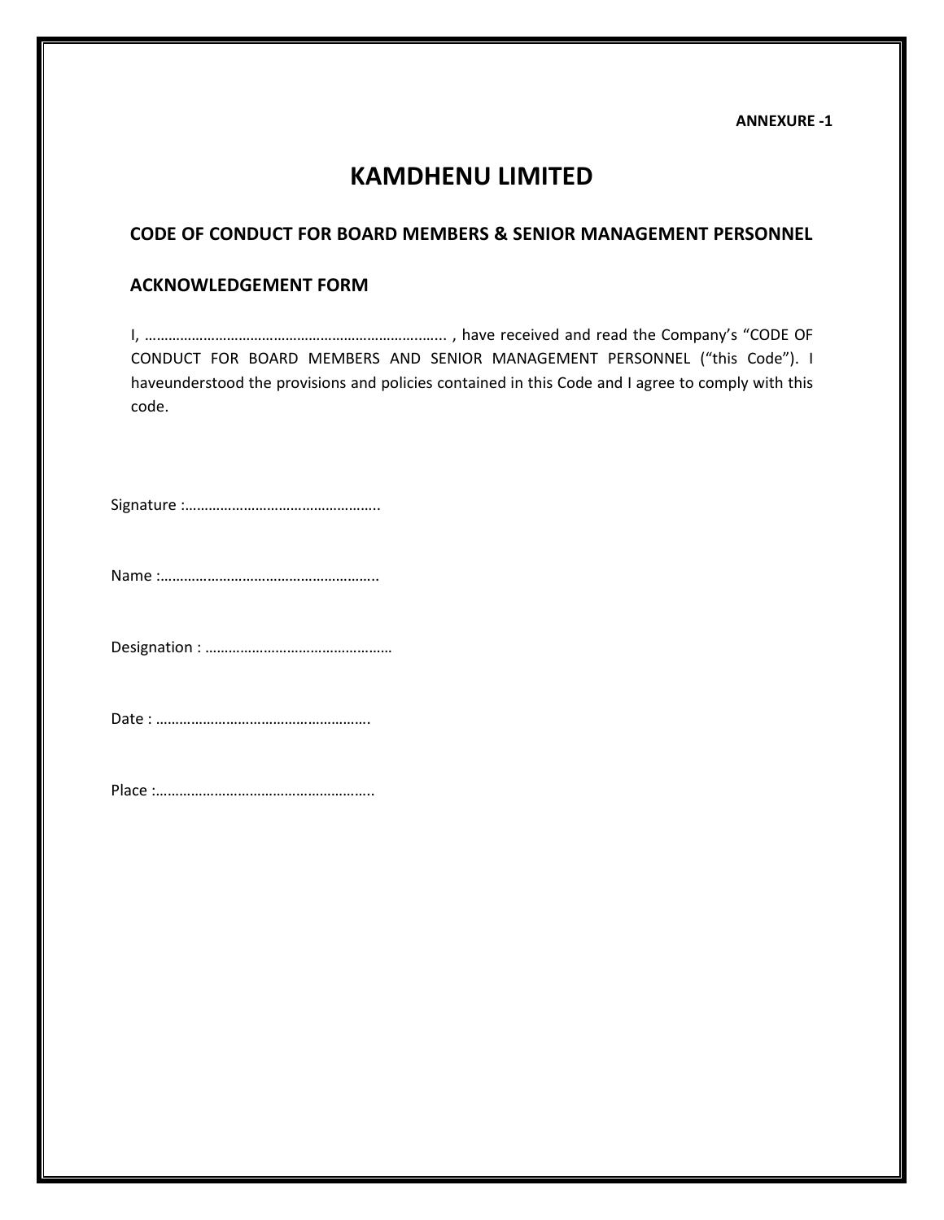**ANNEXURE -1**

# KAMDHENU LIMITED

## CODE OF CONDUCT FOR BOARD MEMBERS & SENIOR MANAGEMENT PERSONNEL

## ACKNOWLEDGEMENT FORM

I, ………………………………………………………………….... , have received and read the Company's "CODE OF CONDUCT FOR BOARD MEMBERS AND SENIOR MANAGEMENT PERSONNEL ("this Code"). I haveunderstood the provisions and policies contained in this Code and I agree to comply with this code.

Signature :…………………………………………..

Name :………………………………………………..

Designation : …………………………………………

Date : ……………………………………………….

Place :………………………………………………..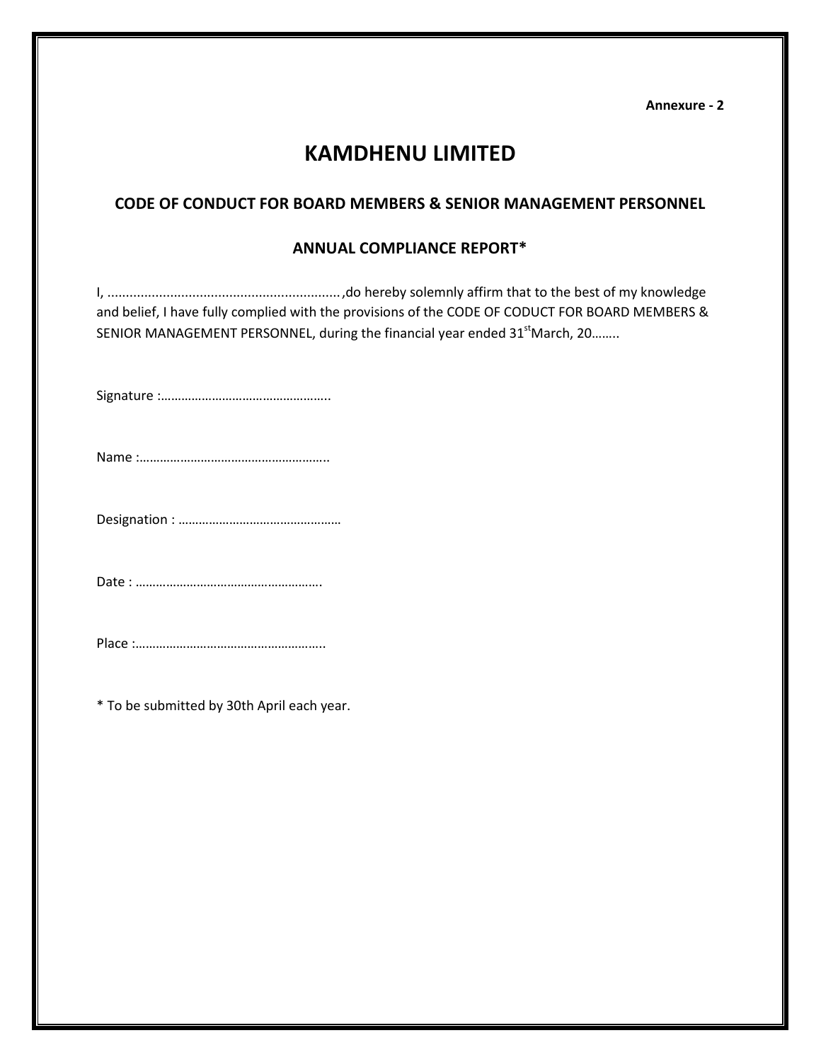**Annexure - 2**

# KAMDHENU LIMITED

## CODE OF CONDUCT FOR BOARD MEMBERS & SENIOR MANAGEMENT PERSONNEL

## ANNUAL COMPLIANCE REPORT*

I, ..............................................................,do hereby solemnly affirm that to the best of my knowledge and belief, I have fully complied with the provisions of the CODE OF CODUCT FOR BOARD MEMBERS & SENIOR MANAGEMENT PERSONNEL, during the financial year ended 31st March, 20……..

Signature :…………………………………………..

Name :………………………………………………..

Designation : …………………………………………

Date : ……………………………………………….

Place :………………………………………………..

* To be submitted by 30th April each year.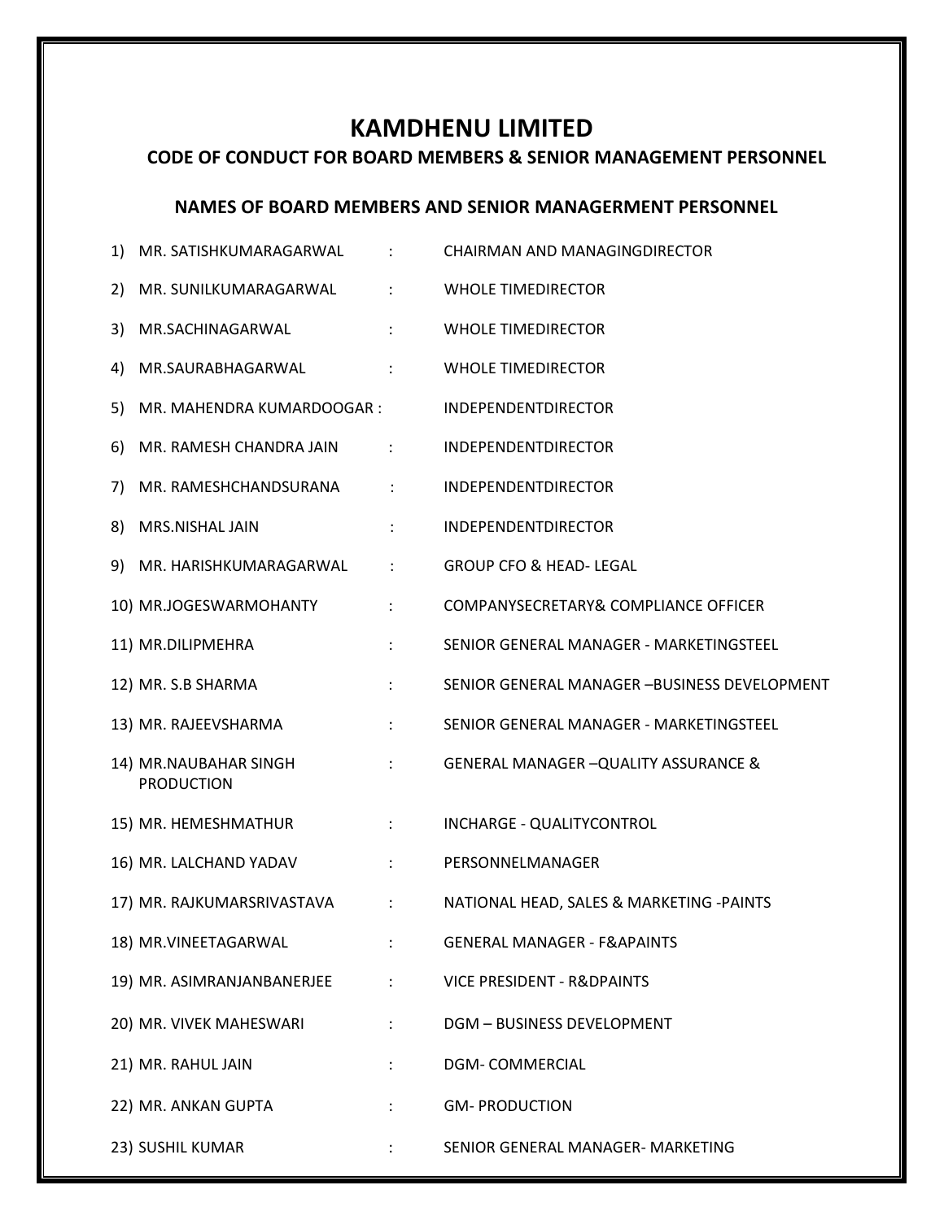# KAMDHENU LIMITED

## CODE OF CONDUCT FOR BOARD MEMBERS & SENIOR MANAGEMENT PERSONNEL

### NAMES OF BOARD MEMBERS AND SENIOR MANAGERMENT PERSONNEL

| | | | |
|---|---|---|---|
| 1) | MR. SATISHKUMARAGARWAL | : | CHAIRMAN AND MANAGINGDIRECTOR |
| 2) | MR. SUNILKUMARAGARWAL | : | WHOLE TIMEDIRECTOR |
| 3) | MR.SACHINAGARWAL | : | WHOLE TIMEDIRECTOR |
| 4) | MR.SAURABHAGARWAL | : | WHOLE TIMEDIRECTOR |
| 5) | MR. MAHENDRA KUMARDOOGAR | : | INDEPENDENTDIRECTOR |
| 6) | MR. RAMESH CHANDRA JAIN | : | INDEPENDENTDIRECTOR |
| 7) | MR. RAMESHCHANDSURANA | : | INDEPENDENTDIRECTOR |
| 8) | MRS.NISHAL JAIN | : | INDEPENDENTDIRECTOR |
| 9) | MR. HARISHKUMARAGARWAL | : | GROUP CFO & HEAD- LEGAL |
| 10) | MR.JOGESWARMOHANTY | : | COMPANYSECRETARY& COMPLIANCE OFFICER |
| 11) | MR.DILIPMEHRA | : | SENIOR GENERAL MANAGER - MARKETINGSTEEL |
| 12) | MR. S.B SHARMA | : | SENIOR GENERAL MANAGER –BUSINESS DEVELOPMENT |
| 13) | MR. RAJEEVSHARMA | : | SENIOR GENERAL MANAGER - MARKETINGSTEEL |
| 14) | MR.NAUBAHAR SINGH | : | GENERAL MANAGER –QUALITY ASSURANCE & PRODUCTION |
| 15) | MR. HEMESHMATHUR | : | INCHARGE - QUALITYCONTROL |
| 16) | MR. LALCHAND YADAV | : | PERSONNELMANAGER |
| 17) | MR. RAJKUMARSRIVASTAVA | : | NATIONAL HEAD, SALES & MARKETING -PAINTS |
| 18) | MR.VINEETAGARWAL | : | GENERAL MANAGER - F&APAINTS |
| 19) | MR. ASIMRANJANBANERJEE | : | VICE PRESIDENT - R&DPAINTS |
| 20) | MR. VIVEK MAHESWARI | : | DGM – BUSINESS DEVELOPMENT |
| 21) | MR. RAHUL JAIN | : | DGM- COMMERCIAL |
| 22) | MR. ANKAN GUPTA | : | GM- PRODUCTION |
| 23) | SUSHIL KUMAR | : | SENIOR GENERAL MANAGER- MARKETING |